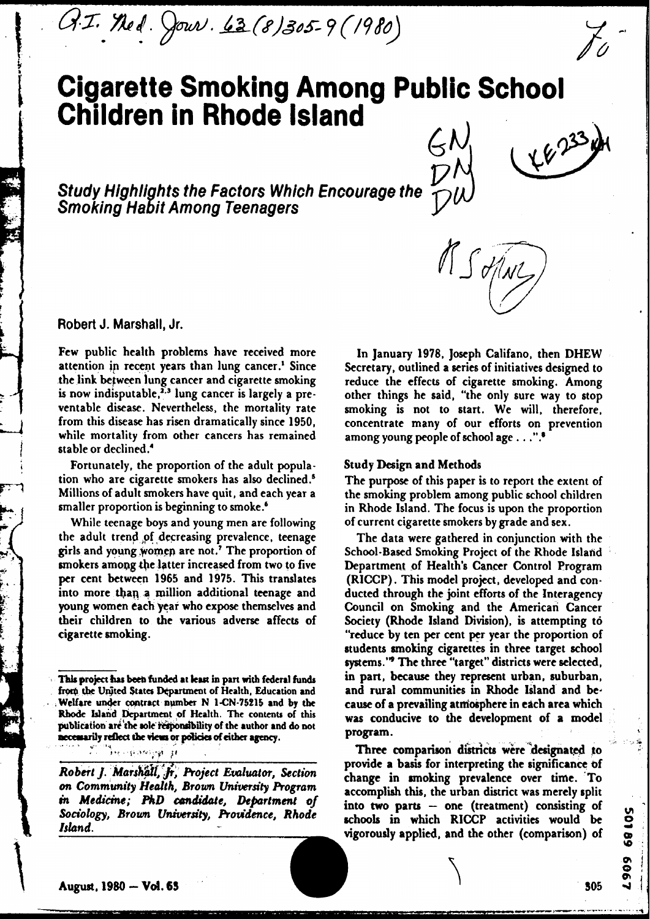# Cigarette Smoking Among Public School Children in Rhode Island

## *Study Highlights the Factors Which Encourage the Smoking Habit Among Teenagers*

Robert J. Marshall, Jr.

Few public health problems have received more attention in recent years than lung cancer.[1] Since the link between lung cancer and cigarette smoking is now indisputable,[2,3] lung cancer is largely a preventable disease. Nevertheless, the mortality rate from this disease has risen dramatically since 1950, while mortality from other cancers has remained stable or declined.[4]

Fortunately, the proportion of the adult population who are cigarette smokers has also declined.[5] Millions of adult smokers have quit, and each year a smaller proportion is beginning to smoke.[6]

While teenage boys and young men are following the adult trend of decreasing prevalence, teenage girls and young women are not.[7] The proportion of smokers among the latter increased from two to five per cent between 1965 and 1975. This translates into more than a million additional teenage and young women each year who expose themselves and their children to the various adverse affects of cigarette smoking.

In January 1978, Joseph Califano, then DHEW Secretary, outlined a series of initiatives designed to reduce the effects of cigarette smoking. Among other things he said, "the only sure way to stop smoking is not to start. We will, therefore, concentrate many of our efforts on prevention among young people of school age . . .".[8]

### Study Design and Methods

The purpose of this paper is to report the extent of the smoking problem among public school children in Rhode Island. The focus is upon the proportion of current cigarette smokers by grade and sex.

The data were gathered in conjunction with the School-Based Smoking Project of the Rhode Island Department of Health's Cancer Control Program (RICCP). This model project, developed and conducted through the joint efforts of the Interagency Council on Smoking and the American Cancer Society (Rhode Island Division), is attempting to "reduce by ten per cent per year the proportion of students smoking cigarettes in three target school systems."[9] The three "target" districts were selected, in part, because they represent urban, suburban, and rural communities in Rhode Island and because of a prevailing atmosphere in each area which was conducive to the development of a model program.

Three comparison districts were designated to provide a basis for interpreting the significance of change in smoking prevalence over time. To accomplish this, the urban district was merely split into two parts — one (treatment) consisting of schools in which RICCP activities would be vigorously applied, and the other (comparison) of

This project has been funded at least in part with federal funds from the United States Department of Health, Education and Welfare under contract number N 1-CN-75215 and by the Rhode Island Department of Health. The contents of this publication are the sole responsibility of the author and do not necessarily reflect the views or policies of either agency.

*Robert J. Marshall, Jr, Project Evaluator, Section on Community Health, Brown University Program in Medicine; PhD candidate, Department of Sociology, Brown University, Providence, Rhode Island.*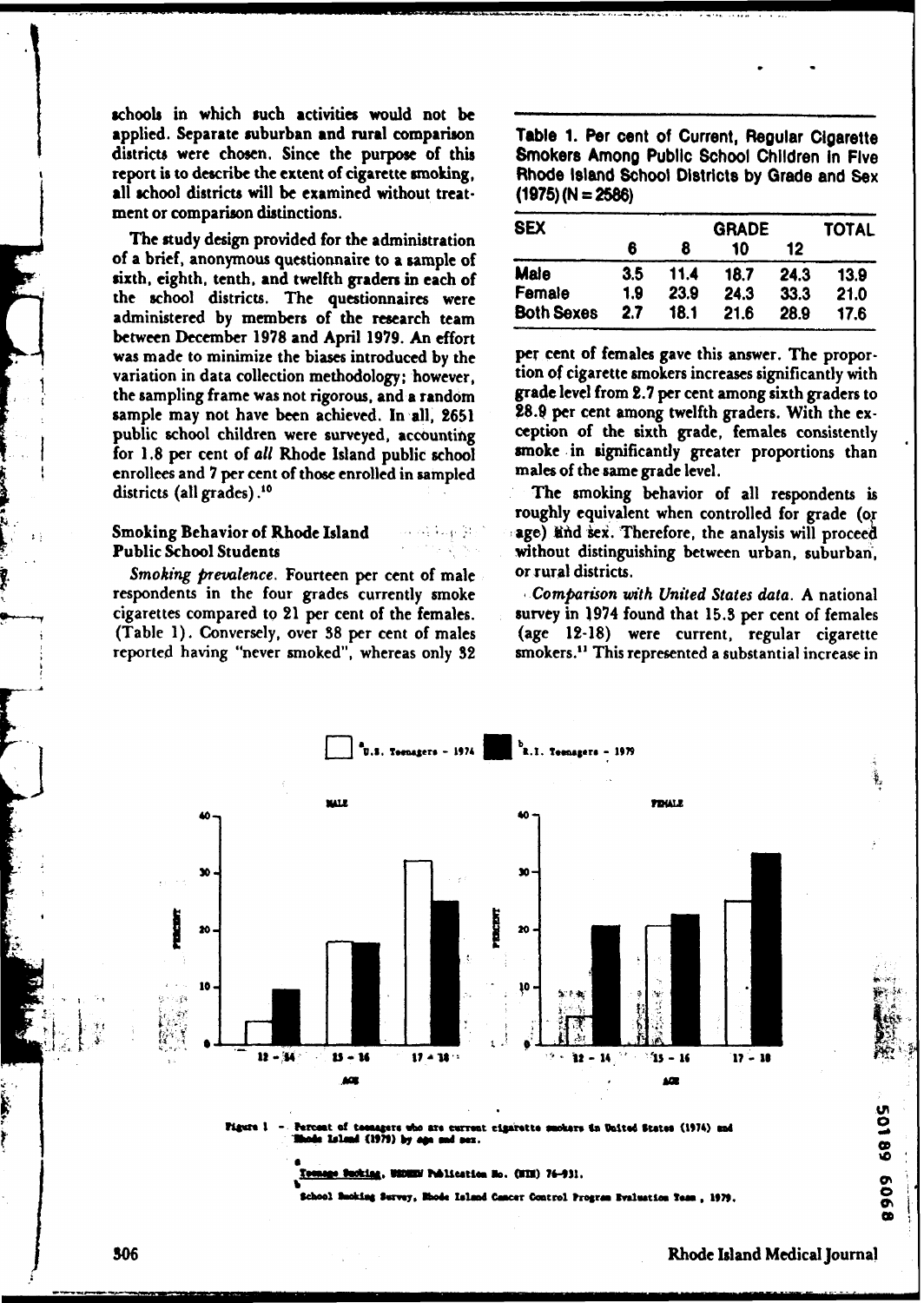schools in which such activities would not be applied. Separate suburban and rural comparison districts were chosen. Since the purpose of this report is to describe the extent of cigarette smoking, all school districts will be examined without treatment or comparison distinctions.

The study design provided for the administration of a brief, anonymous questionnaire to a sample of sixth, eighth, tenth, and twelfth graders in each of the school districts. The questionnaires were administered by members of the research team between December 1978 and April 1979. An effort was made to minimize the biases introduced by the variation in data collection methodology; however, the sampling frame was not rigorous, and a random sample may not have been achieved. In all, 2651 public school children were surveyed, accounting for 1.8 per cent of *all* Rhode Island public school enrollees and 7 per cent of those enrolled in sampled districts (all grades).[10]

### Smoking Behavior of Rhode Island Public School Students

*Smoking prevalence.* Fourteen per cent of male respondents in the four grades currently smoke cigarettes compared to 21 per cent of the females. (Table 1). Conversely, over 38 per cent of males reported having "never smoked", whereas only 32 per cent of females gave this answer. The proportion of cigarette smokers increases significantly with grade level from 2.7 per cent among sixth graders to 28.9 per cent among twelfth graders. With the exception of the sixth grade, females consistently smoke in significantly greater proportions than males of the same grade level.

**Table 1. Per cent of Current, Regular Cigarette Smokers Among Public School Children in Five Rhode Island School Districts by Grade and Sex (1975) (N = 2586)**

| SEX | GRADE 6 | GRADE 8 | GRADE 10 | GRADE 12 | TOTAL |
|---|---|---|---|---|---|
| Male | 3.5 | 11.4 | 18.7 | 24.3 | 13.9 |
| Female | 1.9 | 23.9 | 24.3 | 33.3 | 21.0 |
| Both Sexes | 2.7 | 18.1 | 21.6 | 28.9 | 17.6 |

The smoking behavior of all respondents is roughly equivalent when controlled for grade (or age) and sex. Therefore, the analysis will proceed without distinguishing between urban, suburban, or rural districts.

*Comparison with United States data.* A national survey in 1974 found that 15.3 per cent of females (age 12-18) were current, regular cigarette smokers.[11] This represented a substantial increase in

Figure 1 – Percent of teenagers who are current cigarette smokers in United States (1974) and Rhode Island (1979) by age and sex.

[a] U.S. Teenagers – 1974: Teenage Smoking, USDHEW Publication No. (NIH) 76-931.

[b] R.I. Teenagers – 1979: School Smoking Survey, Rhode Island Cancer Control Program Evaluation Team, 1979.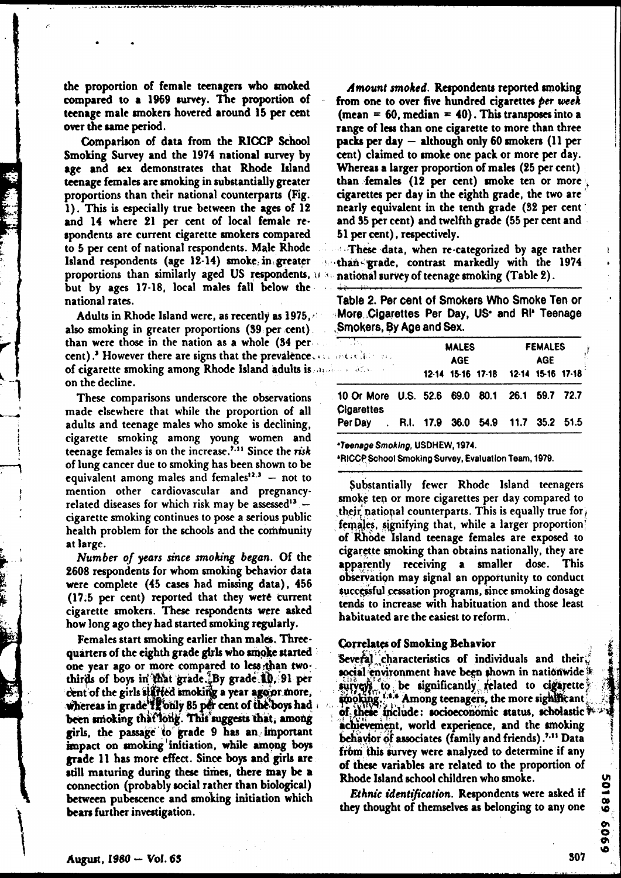the proportion of female teenagers who smoked compared to a 1969 survey. The proportion of teenage male smokers hovered around 15 per cent over the same period.

Comparison of data from the RICCP School Smoking Survey and the 1974 national survey by age and sex demonstrates that Rhode Island teenage females are smoking in substantially greater proportions than their national counterparts (Fig. 1). This is especially true between the ages of 12 and 14 where 21 per cent of local female respondents are current cigarette smokers compared to 5 per cent of national respondents. Male Rhode Island respondents (age 12-14) smoke in greater proportions than similarly aged US respondents, but by ages 17-18, local males fall below the national rates.

Adults in Rhode Island were, as recently as 1975, also smoking in greater proportions (39 per cent) than were those in the nation as a whole (34 per cent).[3] However there are signs that the prevalence of cigarette smoking among Rhode Island adults is on the decline.

These comparisons underscore the observations made elsewhere that while the proportion of all adults and teenage males who smoke is declining, cigarette smoking among young women and teenage females is on the increase.[7,11] Since the *risk* of lung cancer due to smoking has been shown to be equivalent among males and females[12,3] — not to mention other cardiovascular and pregnancy-related diseases for which risk may be assessed[13] — cigarette smoking continues to pose a serious public health problem for the schools and the community at large.

*Number of years since smoking began.* Of the 2608 respondents for whom smoking behavior data were complete (45 cases had missing data), 456 (17.5 per cent) reported that they were current cigarette smokers. These respondents were asked how long ago they had started smoking regularly.

Females start smoking earlier than males. Three-quarters of the eighth grade girls who smoke started one year ago or more compared to less than two-thirds of boys in that grade. By grade 10, 91 per cent of the girls started smoking a year ago or more, whereas in grade 12 only 85 per cent of the boys had been smoking that long. This suggests that, among girls, the passage to grade 9 has an important impact on smoking initiation, while among boys grade 11 has more effect. Since boys and girls are still maturing during these times, there may be a connection (probably social rather than biological) between pubescence and smoking initiation which bears further investigation.

*Amount smoked.* Respondents reported smoking from one to over five hundred cigarettes *per week* (mean = 60, median = 40). This transposes into a range of less than one cigarette to more than three packs per day — although only 60 smokers (11 per cent) claimed to smoke one pack or more per day. Whereas a larger proportion of males (25 per cent) than females (12 per cent) smoke ten or more cigarettes per day in the eighth grade, the two are nearly equivalent in the tenth grade (32 per cent and 35 per cent) and twelfth grade (55 per cent and 51 per cent), respectively.

These data, when re-categorized by age rather than grade, contrast markedly with the 1974 national survey of teenage smoking (Table 2).

**Table 2. Per cent of Smokers Who Smoke Ten or More Cigarettes Per Day, US[a] and RI[b] Teenage Smokers, By Age and Sex.**

| | | MALES AGE | | | FEMALES AGE | | |
|---|---|---|---|---|---|---|---|
| | | 12-14 | 15-16 | 17-18 | 12-14 | 15-16 | 17-18 |
| 10 Or More Cigarettes Per Day | U.S. | 52.6 | 69.0 | 80.1 | 26.1 | 59.7 | 72.7 |
| | R.I. | 17.9 | 36.0 | 54.9 | 11.7 | 35.2 | 51.5 |

[a]*Teenage Smoking*, USDHEW, 1974.
[b]RICCP School Smoking Survey, Evaluation Team, 1979.

Substantially fewer Rhode Island teenagers smoke ten or more cigarettes per day compared to their national counterparts. This is equally true for females, signifying that, while a larger proportion of Rhode Island teenage females are exposed to cigarette smoking than obtains nationally, they are apparently receiving a smaller dose. This observation may signal an opportunity to conduct successful cessation programs, since smoking dosage tends to increase with habituation and those least habituated are the easiest to reform.

## Correlates of Smoking Behavior

Several characteristics of individuals and their social environment have been shown in nationwide surveys to be significantly related to cigarette smoking.[1,4,6] Among teenagers, the more significant of these include: socioeconomic status, scholastic achievement, world experience, and the smoking behavior of associates (family and friends).[7,11] Data from this survey were analyzed to determine if any of these variables are related to the proportion of Rhode Island school children who smoke.

*Ethnic identification.* Respondents were asked if they thought of themselves as belonging to any one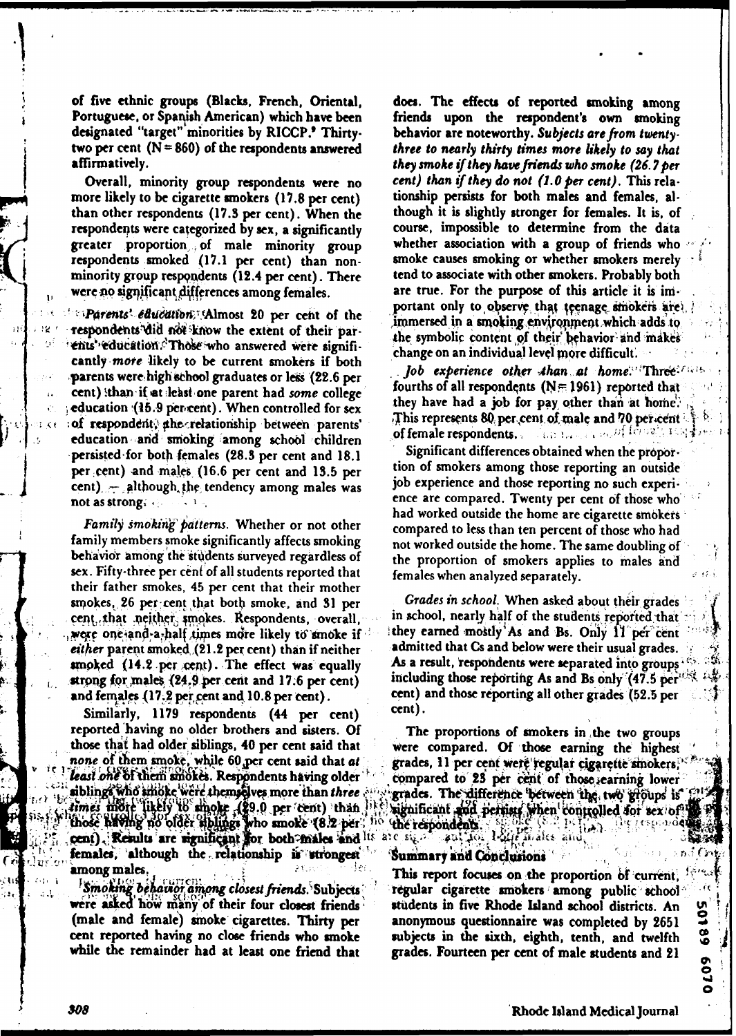of five ethnic groups (Blacks, French, Oriental, Portuguese, or Spanish American) which have been designated "target" minorities by RICCP.[9] Thirty-two per cent (N = 860) of the respondents answered affirmatively.

Overall, minority group respondents were no more likely to be cigarette smokers (17.8 per cent) than other respondents (17.3 per cent). When the respondents were categorized by sex, a significantly greater proportion of male minority group respondents smoked (17.1 per cent) than non-minority group respondents (12.4 per cent). There were no significant differences among females.

*Parents' education.* Almost 20 per cent of the respondents did not know the extent of their parents' education. Those who answered were significantly *more* likely to be current smokers if both parents were high school graduates or less (22.6 per cent) than if at least one parent had *some* college education (15.9 per cent). When controlled for sex of respondent, the relationship between parents' education and smoking among school children persisted for both females (28.3 per cent and 18.1 per cent) and males (16.6 per cent and 13.5 per cent) — although the tendency among males was not as strong.

*Family smoking patterns.* Whether or not other family members smoke significantly affects smoking behavior among the students surveyed regardless of sex. Fifty-three per cent of all students reported that their father smokes, 45 per cent that their mother smokes, 26 per cent that both smoke, and 31 per cent that neither smokes. Respondents, overall, were one-and-a-half times more likely to smoke if *either* parent smoked (21.2 per cent) than if neither smoked (14.2 per cent). The effect was equally strong for males (24.9 per cent and 17.6 per cent) and females (17.2 per cent and 10.8 per cent).

Similarly, 1179 respondents (44 per cent) reported having no older brothers and sisters. Of those that had older siblings, 40 per cent said that *none* of them smoke, while 60 per cent said that *at least one* of them smokes. Respondents having older siblings who smoke were themselves more than *three times* more likely to smoke (29.0 per cent) than those having no older siblings who smoke (8.2 per cent). Results are significant for both males and females, although the relationship is strongest among males.

*Smoking behavior among closest friends.* Subjects were asked how many of their four closest friends (male and female) smoke cigarettes. Thirty per cent reported having no close friends who smoke while the remainder had at least one friend that does. The effects of reported smoking among friends upon the respondent's own smoking behavior are noteworthy. *Subjects are from twenty-three to nearly thirty times more likely to say that they smoke if they have friends who smoke (26.7 per cent) than if they do not (1.0 per cent).* This relationship persists for both males and females, although it is slightly stronger for females. It is, of course, impossible to determine from the data whether association with a group of friends who smoke causes smoking or whether smokers merely tend to associate with other smokers. Probably both are true. For the purpose of this article it is important only to observe that teenage smokers are immersed in a smoking environment which adds to the symbolic content of their behavior and makes change on an individual level more difficult.

*Job experience other than at home.* Three-fourths of all respondents (N = 1961) reported that they have had a job for pay other than at home. This represents 80 per cent of male and 70 per cent of female respondents.

Significant differences obtained when the proportion of smokers among those reporting an outside job experience and those reporting no such experience are compared. Twenty per cent of those who had worked outside the home are cigarette smokers compared to less than ten percent of those who had not worked outside the home. The same doubling of the proportion of smokers applies to males and females when analyzed separately.

*Grades in school.* When asked about their grades in school, nearly half of the students reported that they earned mostly As and Bs. Only 11 per cent admitted that Cs and below were their usual grades. As a result, respondents were separated into groups including those reporting As and Bs only (47.5 per cent) and those reporting all other grades (52.5 per cent).

The proportions of smokers in the two groups were compared. Of those earning the highest grades, 11 per cent were regular cigarette smokers, compared to 23 per cent of those earning lower grades. The difference between the two groups is significant and persists when controlled for sex of the respondents.

## Summary and Conclusions

This report focuses on the proportion of current, regular cigarette smokers among public school students in five Rhode Island school districts. An anonymous questionnaire was completed by 2651 subjects in the sixth, eighth, tenth, and twelfth grades. Fourteen per cent of male students and 21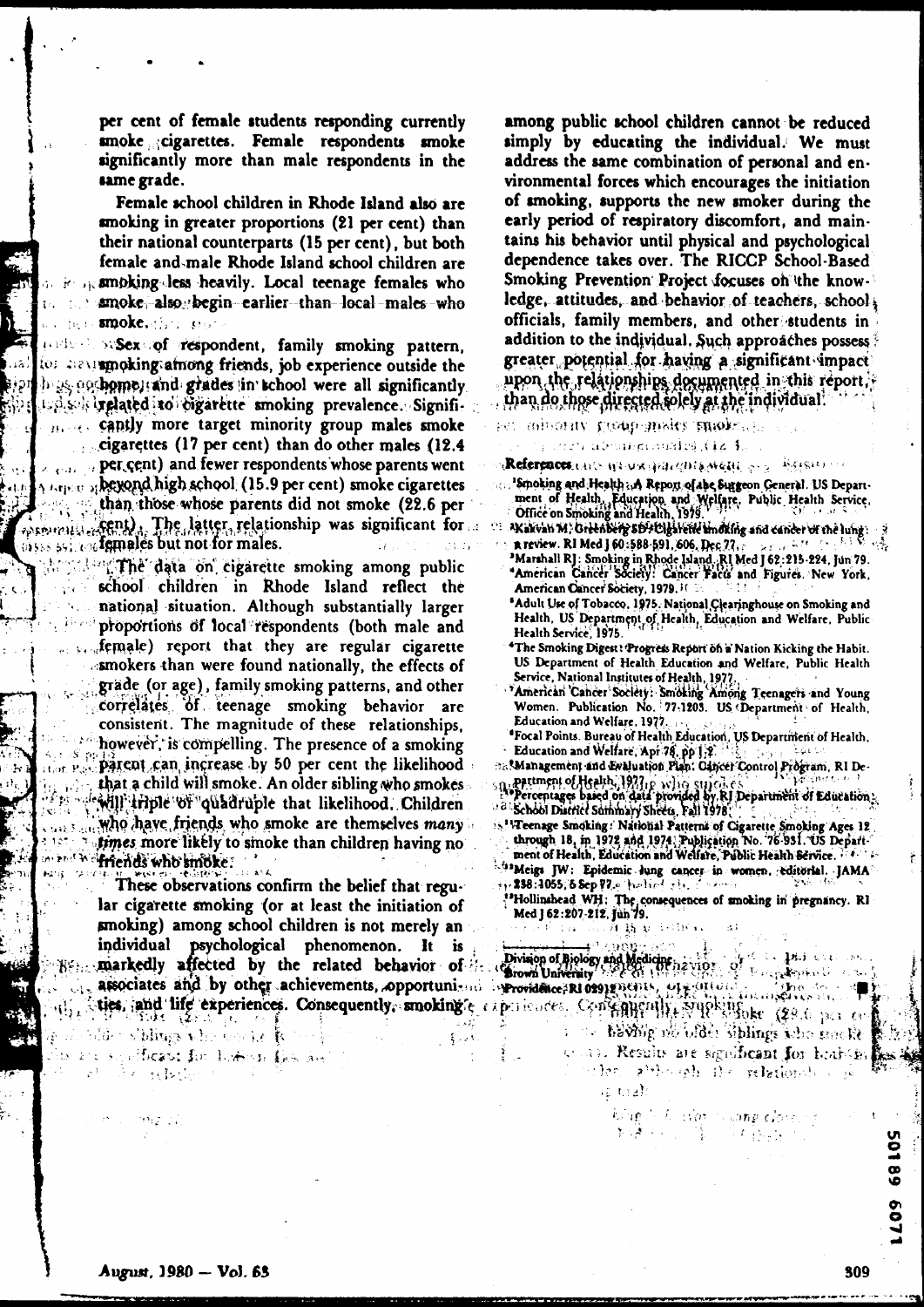per cent of female students responding currently smoke cigarettes. Female respondents smoke significantly more than male respondents in the same grade.

Female school children in Rhode Island also are smoking in greater proportions (21 per cent) than their national counterparts (15 per cent), but both female and male Rhode Island school children are smoking less heavily. Local teenage females who smoke also begin earlier than local males who smoke.

Sex of respondent, family smoking pattern, smoking among friends, job experience outside the home, and grades in school were all significantly related to cigarette smoking prevalence. Significantly more target minority group males smoke cigarettes (17 per cent) than do other males (12.4 per cent) and fewer respondents whose parents went beyond high school (15.9 per cent) smoke cigarettes than those whose parents did not smoke (22.6 per cent). The latter relationship was significant for females but not for males.

The data on cigarette smoking among public school children in Rhode Island reflect the national situation. Although substantially larger proportions of local respondents (both male and female) report that they are regular cigarette smokers than were found nationally, the effects of grade (or age), family smoking patterns, and other correlates of teenage smoking behavior are consistent. The magnitude of these relationships, however, is compelling. The presence of a smoking parent can increase by 50 per cent the likelihood that a child will smoke. An older sibling who smokes will triple or quadruple that likelihood. Children who have friends who smoke are themselves *many times* more likely to smoke than children having no friends who smoke.

These observations confirm the belief that regular cigarette smoking (or at least the initiation of smoking) among school children is not merely an individual psychological phenomenon. It is markedly affected by the related behavior of associates and by other achievements, opportunities, and life experiences. Consequently, smoking among public school children cannot be reduced simply by educating the individual. We must address the same combination of personal and environmental forces which encourages the initiation of smoking, supports the new smoker during the early period of respiratory discomfort, and maintains his behavior until physical and psychological dependence takes over. The RICCP School-Based Smoking Prevention Project focuses on the knowledge, attitudes, and behavior of teachers, school officials, family members, and other students in addition to the individual. Such approaches possess greater potential for having a significant impact upon the relationships documented in this report, than do those directed solely at the individual.

## References

1. Smoking and Health: A Report of the Surgeon General. US Department of Health, Education and Welfare, Public Health Service, Office on Smoking and Health, 1979.
2. Kakvan M, Greenberg SD: Cigarette smoking and cancer of the lung: a review. RI Med J 60:588-591, 606, Dec 77.
3. Marshall RJ: Smoking in Rhode Island. RI Med J 62:215-224, Jun 79.
4. American Cancer Society: Cancer Facts and Figures. New York, American Cancer Society, 1979.
5. Adult Use of Tobacco, 1975. National Clearinghouse on Smoking and Health, US Department of Health, Education and Welfare, Public Health Service, 1975.
6. The Smoking Digest: Progress Report on a Nation Kicking the Habit. US Department of Health Education and Welfare, Public Health Service, National Institutes of Health, 1977.
7. American Cancer Society: Smoking Among Teenagers and Young Women. Publication No. 77-1203. US Department of Health, Education and Welfare, 1977.
8. Focal Points. Bureau of Health Education, US Department of Health, Education and Welfare, Apr 78, pp 1-2.
9. Management and Evaluation Plan: Cancer Control Program, RI Department of Health, 1977.
10. Percentages based on data provided by RI Department of Education: School District Summary Sheets, Fall 1978.
11. Teenage Smoking: National Patterns of Cigarette Smoking Ages 12 through 18, in 1972 and 1974. Publication No. 76-931. US Department of Health, Education and Welfare, Public Health Service.
12. Meigs JW: Epidemic lung cancer in women, editorial. JAMA 238:1055, 5 Sep 77.
13. Hollinshead WH: The consequences of smoking in pregnancy. RI Med J 62:207-212, Jun 79.

Division of Biology and Medicine
Brown University
Providence, RI 02912